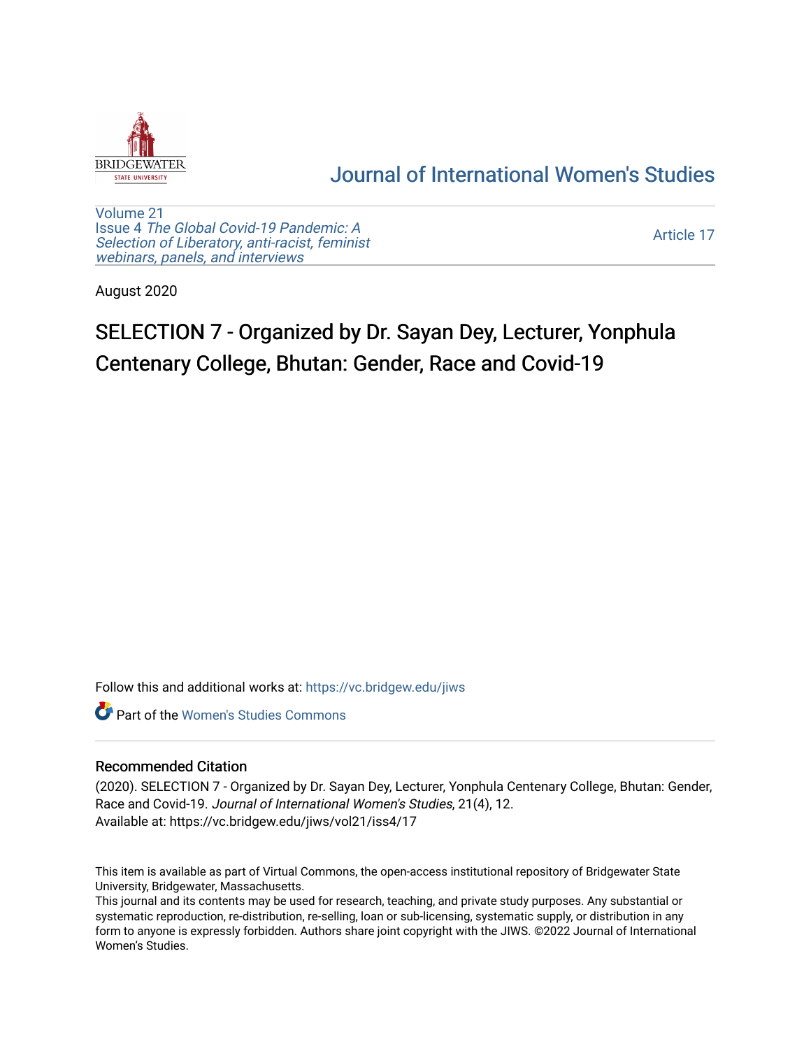Journal of International Women's Studies

Volume 21
Issue 4 *The Global Covid-19 Pandemic: A Selection of Liberatory, anti-racist, feminist webinars, panels, and interviews*

Article 17

August 2020

# SELECTION 7 - Organized by Dr. Sayan Dey, Lecturer, Yonphula Centenary College, Bhutan: Gender, Race and Covid-19

Follow this and additional works at: https://vc.bridgew.edu/jiws

Part of the Women's Studies Commons

## Recommended Citation

(2020). SELECTION 7 - Organized by Dr. Sayan Dey, Lecturer, Yonphula Centenary College, Bhutan: Gender, Race and Covid-19. *Journal of International Women's Studies*, 21(4), 12.
Available at: https://vc.bridgew.edu/jiws/vol21/iss4/17

This item is available as part of Virtual Commons, the open-access institutional repository of Bridgewater State University, Bridgewater, Massachusetts.
This journal and its contents may be used for research, teaching, and private study purposes. Any substantial or systematic reproduction, re-distribution, re-selling, loan or sub-licensing, systematic supply, or distribution in any form to anyone is expressly forbidden. Authors share joint copyright with the JIWS. ©2022 Journal of International Women's Studies.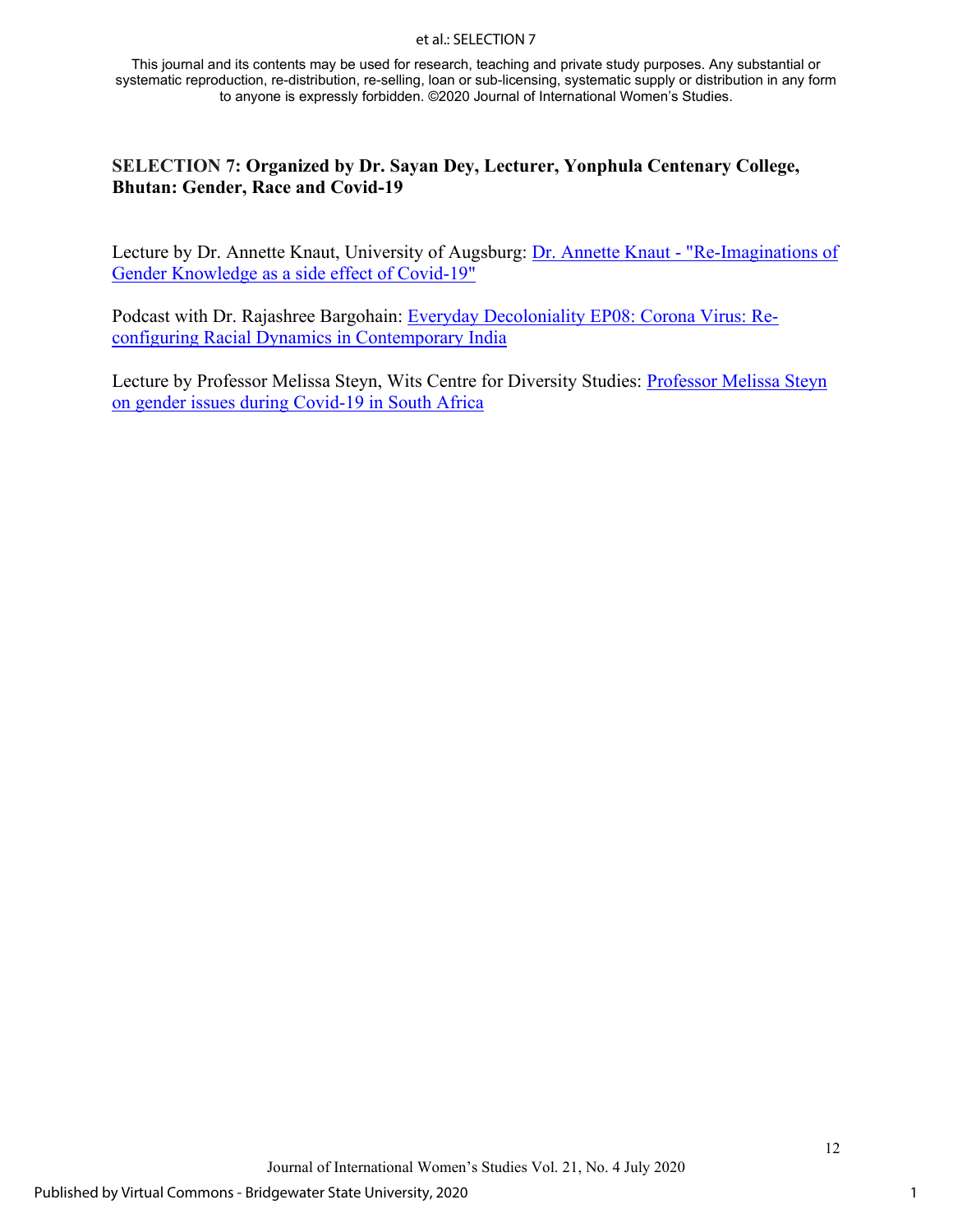This journal and its contents may be used for research, teaching and private study purposes. Any substantial or systematic reproduction, re-distribution, re-selling, loan or sub-licensing, systematic supply or distribution in any form to anyone is expressly forbidden. ©2020 Journal of International Women's Studies.

## SELECTION 7: Organized by Dr. Sayan Dey, Lecturer, Yonphula Centenary College, Bhutan: Gender, Race and Covid-19

Lecture by Dr. Annette Knaut, University of Augsburg: Dr. Annette Knaut - "Re-Imaginations of Gender Knowledge as a side effect of Covid-19"

Podcast with Dr. Rajashree Bargohain: Everyday Decoloniality EP08: Corona Virus: Re-configuring Racial Dynamics in Contemporary India

Lecture by Professor Melissa Steyn, Wits Centre for Diversity Studies: Professor Melissa Steyn on gender issues during Covid-19 in South Africa